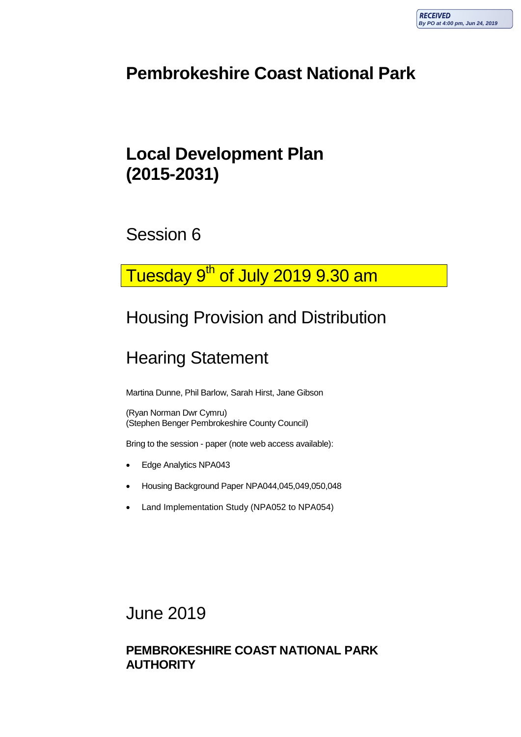RECEIVED
By PO at 4:00 pm, Jun 24, 2019

# Pembrokeshire Coast National Park

# Local Development Plan (2015-2031)

## Session 6

## Tuesday 9th of July 2019 9.30 am

## Housing Provision and Distribution

## Hearing Statement

Martina Dunne, Phil Barlow, Sarah Hirst, Jane Gibson

(Ryan Norman Dwr Cymru)
(Stephen Benger Pembrokeshire County Council)

Bring to the session - paper (note web access available):

- Edge Analytics NPA043
- Housing Background Paper NPA044,045,049,050,048
- Land Implementation Study (NPA052 to NPA054)

June 2019

**PEMBROKESHIRE COAST NATIONAL PARK AUTHORITY**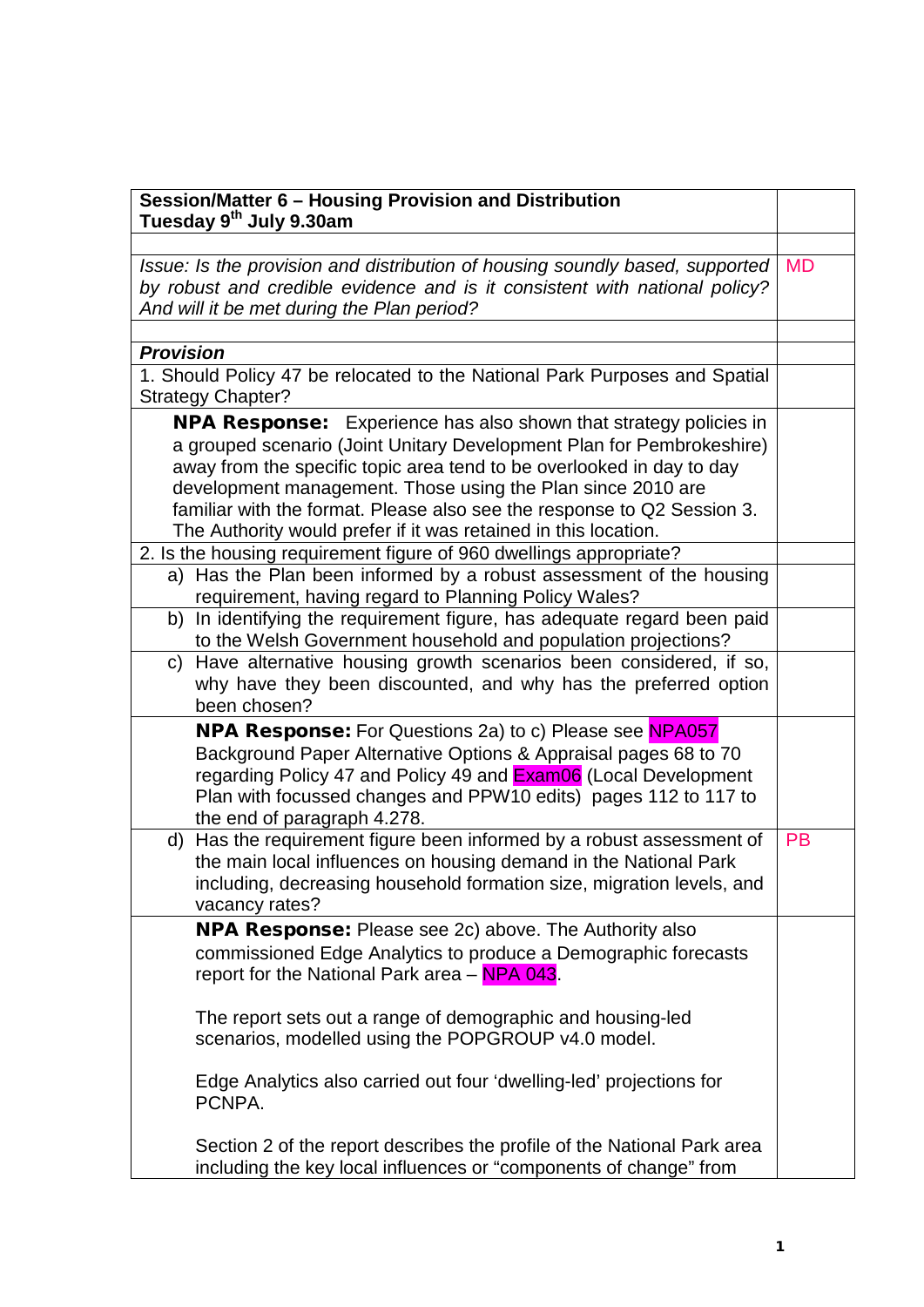| Session/Matter 6 – Housing Provision and Distribution<br>Tuesday 9th July 9.30am | |
|---|---|
| | |
| *Issue: Is the provision and distribution of housing soundly based, supported by robust and credible evidence and is it consistent with national policy? And will it be met during the Plan period?* | MD |
| | |
| ***Provision*** | |
| 1. Should Policy 47 be relocated to the National Park Purposes and Spatial Strategy Chapter? | |
| **NPA Response:** Experience has also shown that strategy policies in a grouped scenario (Joint Unitary Development Plan for Pembrokeshire) away from the specific topic area tend to be overlooked in day to day development management. Those using the Plan since 2010 are familiar with the format. Please also see the response to Q2 Session 3. The Authority would prefer if it was retained in this location. | |
| 2. Is the housing requirement figure of 960 dwellings appropriate? | |
| a) Has the Plan been informed by a robust assessment of the housing requirement, having regard to Planning Policy Wales? | |
| b) In identifying the requirement figure, has adequate regard been paid to the Welsh Government household and population projections? | |
| c) Have alternative housing growth scenarios been considered, if so, why have they been discounted, and why has the preferred option been chosen? | |
| **NPA Response:** For Questions 2a) to c) Please see NPA057 Background Paper Alternative Options & Appraisal pages 68 to 70 regarding Policy 47 and Policy 49 and Exam06 (Local Development Plan with focussed changes and PPW10 edits) pages 112 to 117 to the end of paragraph 4.278. | |
| d) Has the requirement figure been informed by a robust assessment of the main local influences on housing demand in the National Park including, decreasing household formation size, migration levels, and vacancy rates? | PB |
| **NPA Response:** Please see 2c) above. The Authority also commissioned Edge Analytics to produce a Demographic forecasts report for the National Park area – NPA 043.<br><br>The report sets out a range of demographic and housing-led scenarios, modelled using the POPGROUP v4.0 model.<br><br>Edge Analytics also carried out four 'dwelling-led' projections for PCNPA.<br><br>Section 2 of the report describes the profile of the National Park area including the key local influences or "components of change" from | |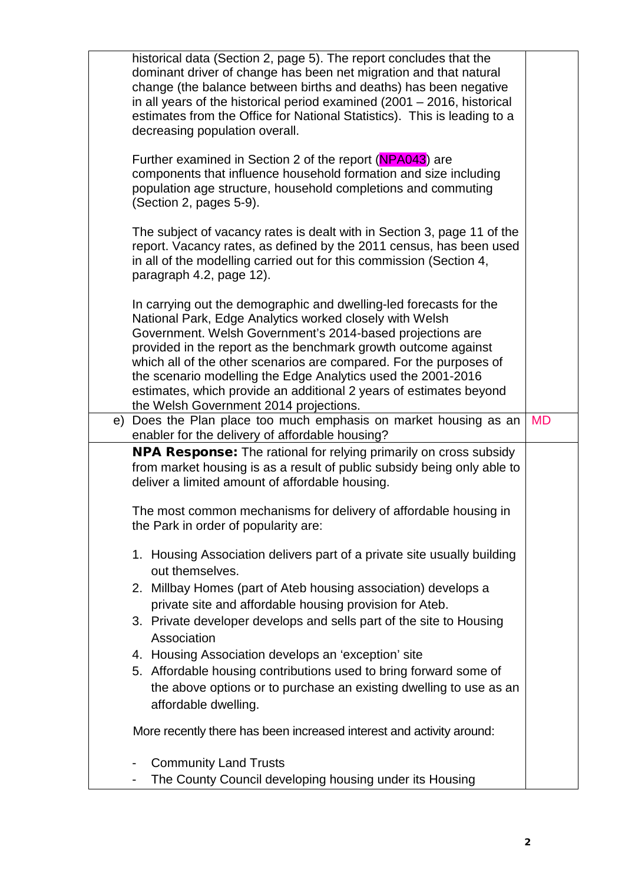| | |
|---|---|
| historical data (Section 2, page 5). The report concludes that the dominant driver of change has been net migration and that natural change (the balance between births and deaths) has been negative in all years of the historical period examined (2001 – 2016, historical estimates from the Office for National Statistics). This is leading to a decreasing population overall.<br><br>Further examined in Section 2 of the report (NPA043) are components that influence household formation and size including population age structure, household completions and commuting (Section 2, pages 5-9).<br><br>The subject of vacancy rates is dealt with in Section 3, page 11 of the report. Vacancy rates, as defined by the 2011 census, has been used in all of the modelling carried out for this commission (Section 4, paragraph 4.2, page 12).<br><br>In carrying out the demographic and dwelling-led forecasts for the National Park, Edge Analytics worked closely with Welsh Government. Welsh Government's 2014-based projections are provided in the report as the benchmark growth outcome against which all of the other scenarios are compared. For the purposes of the scenario modelling the Edge Analytics used the 2001-2016 estimates, which provide an additional 2 years of estimates beyond the Welsh Government 2014 projections. | |
| e) Does the Plan place too much emphasis on market housing as an enabler for the delivery of affordable housing? | MD |
| **NPA Response:** The rational for relying primarily on cross subsidy from market housing is as a result of public subsidy being only able to deliver a limited amount of affordable housing.<br><br>The most common mechanisms for delivery of affordable housing in the Park in order of popularity are:<br><br>1. Housing Association delivers part of a private site usually building out themselves.<br>2. Millbay Homes (part of Ateb housing association) develops a private site and affordable housing provision for Ateb.<br>3. Private developer develops and sells part of the site to Housing Association<br>4. Housing Association develops an 'exception' site<br>5. Affordable housing contributions used to bring forward some of the above options or to purchase an existing dwelling to use as an affordable dwelling.<br><br>More recently there has been increased interest and activity around:<br><br>- Community Land Trusts<br>- The County Council developing housing under its Housing | |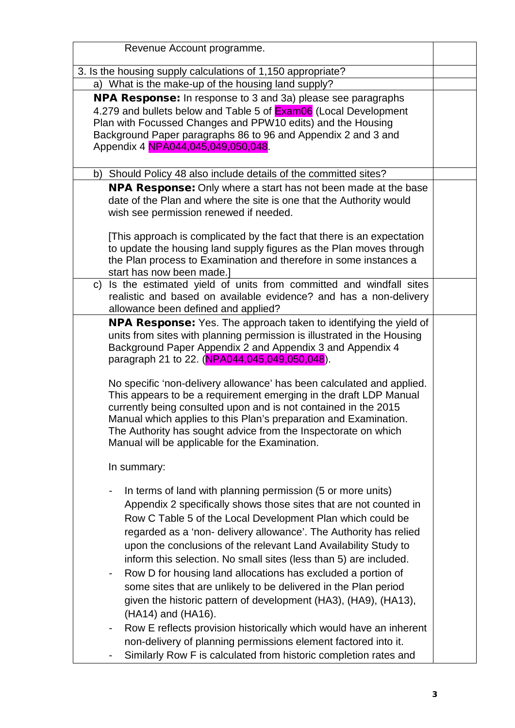| | |
|---|---|
| Revenue Account programme. | |
| 3. Is the housing supply calculations of 1,150 appropriate? | |
| a) What is the make-up of the housing land supply? | |
| **NPA Response:** In response to 3 and 3a) please see paragraphs 4.279 and bullets below and Table 5 of Exam06 (Local Development Plan with Focussed Changes and PPW10 edits) and the Housing Background Paper paragraphs 86 to 96 and Appendix 2 and 3 and Appendix 4 NPA044,045,049,050,048. | |
| b) Should Policy 48 also include details of the committed sites? | |
| **NPA Response:** Only where a start has not been made at the base date of the Plan and where the site is one that the Authority would wish see permission renewed if needed.<br><br>[This approach is complicated by the fact that there is an expectation to update the housing land supply figures as the Plan moves through the Plan process to Examination and therefore in some instances a start has now been made.] | |
| c) Is the estimated yield of units from committed and windfall sites realistic and based on available evidence? and has a non-delivery allowance been defined and applied? | |
| **NPA Response:** Yes. The approach taken to identifying the yield of units from sites with planning permission is illustrated in the Housing Background Paper Appendix 2 and Appendix 3 and Appendix 4 paragraph 21 to 22. (NPA044,045,049,050,048).<br><br>No specific 'non-delivery allowance' has been calculated and applied. This appears to be a requirement emerging in the draft LDP Manual currently being consulted upon and is not contained in the 2015 Manual which applies to this Plan's preparation and Examination. The Authority has sought advice from the Inspectorate on which Manual will be applicable for the Examination.<br><br>In summary:<br><br>- In terms of land with planning permission (5 or more units) Appendix 2 specifically shows those sites that are not counted in Row C Table 5 of the Local Development Plan which could be regarded as a 'non- delivery allowance'. The Authority has relied upon the conclusions of the relevant Land Availability Study to inform this selection. No small sites (less than 5) are included.<br>- Row D for housing land allocations has excluded a portion of some sites that are unlikely to be delivered in the Plan period given the historic pattern of development (HA3), (HA9), (HA13), (HA14) and (HA16).<br>- Row E reflects provision historically which would have an inherent non-delivery of planning permissions element factored into it.<br>- Similarly Row F is calculated from historic completion rates and | |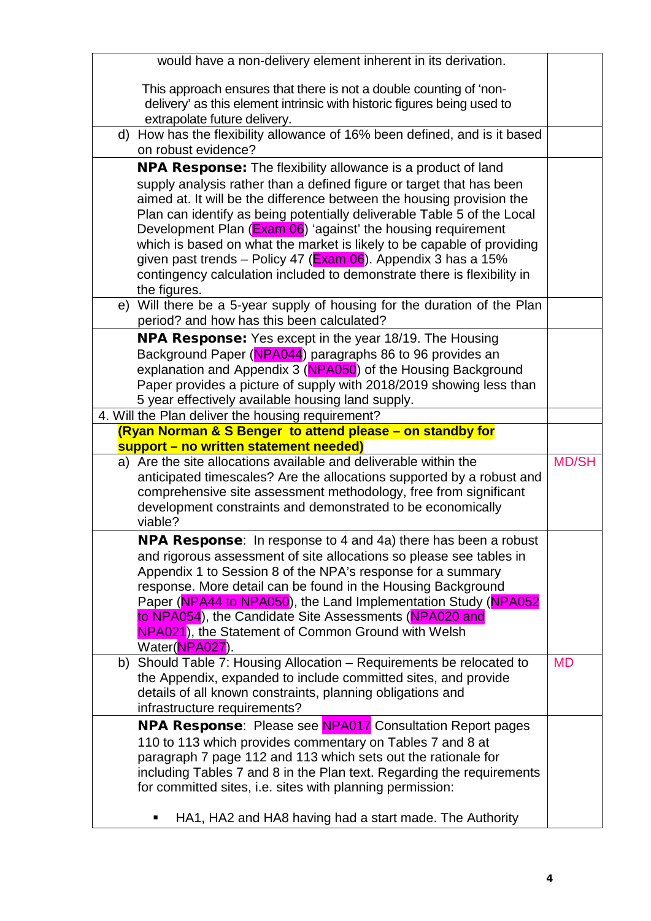| | |
|---|---|
| would have a non-delivery element inherent in its derivation.<br><br>This approach ensures that there is not a double counting of 'non-delivery' as this element intrinsic with historic figures being used to extrapolate future delivery. | |
| d) How has the flexibility allowance of 16% been defined, and is it based on robust evidence? | |
| **NPA Response:** The flexibility allowance is a product of land supply analysis rather than a defined figure or target that has been aimed at. It will be the difference between the housing provision the Plan can identify as being potentially deliverable Table 5 of the Local Development Plan (Exam 06) 'against' the housing requirement which is based on what the market is likely to be capable of providing given past trends – Policy 47 (Exam 06). Appendix 3 has a 15% contingency calculation included to demonstrate there is flexibility in the figures. | |
| e) Will there be a 5-year supply of housing for the duration of the Plan period? and how has this been calculated? | |
| **NPA Response:** Yes except in the year 18/19. The Housing Background Paper (NPA044) paragraphs 86 to 96 provides an explanation and Appendix 3 (NPA050) of the Housing Background Paper provides a picture of supply with 2018/2019 showing less than 5 year effectively available housing land supply. | |
| 4. Will the Plan deliver the housing requirement? | |
| **(Ryan Norman & S Benger to attend please – on standby for support – no written statement needed)** | |
| a) Are the site allocations available and deliverable within the anticipated timescales? Are the allocations supported by a robust and comprehensive site assessment methodology, free from significant development constraints and demonstrated to be economically viable? | MD/SH |
| **NPA Response**: In response to 4 and 4a) there has been a robust and rigorous assessment of site allocations so please see tables in Appendix 1 to Session 8 of the NPA's response for a summary response. More detail can be found in the Housing Background Paper (NPA44 to NPA050), the Land Implementation Study (NPA052 to NPA054), the Candidate Site Assessments (NPA020 and NPA021), the Statement of Common Ground with Welsh Water(NPA027). | |
| b) Should Table 7: Housing Allocation – Requirements be relocated to the Appendix, expanded to include committed sites, and provide details of all known constraints, planning obligations and infrastructure requirements? | MD |
| **NPA Response**: Please see NPA017 Consultation Report pages 110 to 113 which provides commentary on Tables 7 and 8 at paragraph 7 page 112 and 113 which sets out the rationale for including Tables 7 and 8 in the Plan text. Regarding the requirements for committed sites, i.e. sites with planning permission:<br><br>▪ HA1, HA2 and HA8 having had a start made. The Authority | |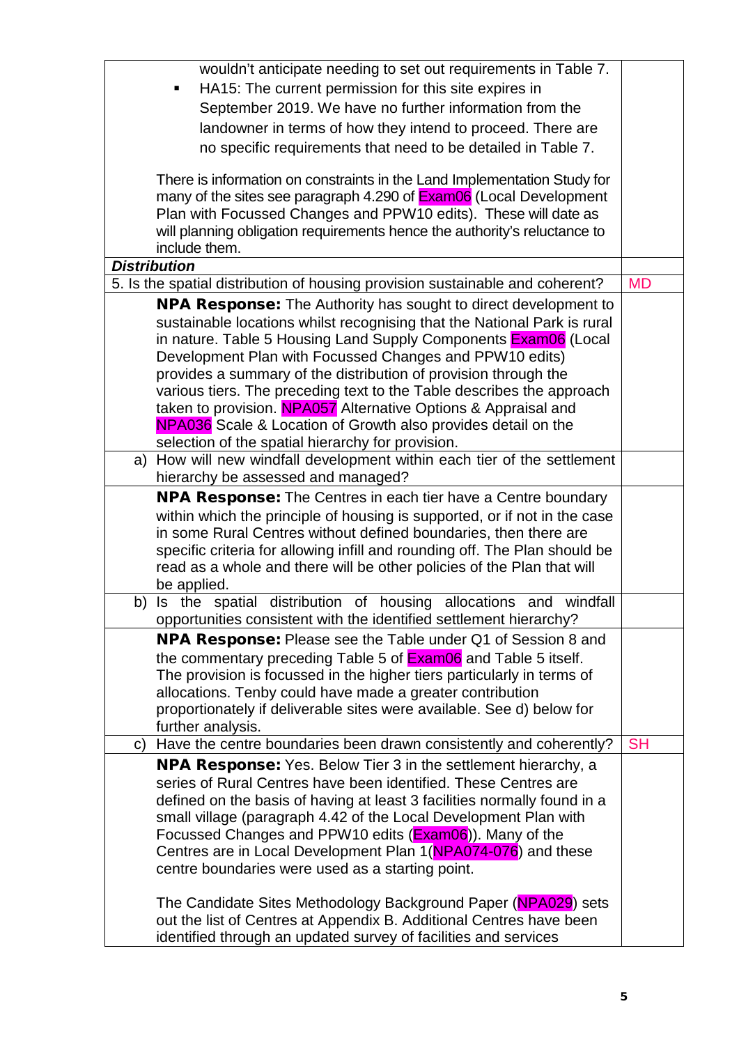| | |
|---|---|
| wouldn't anticipate needing to set out requirements in Table 7.<br>▪ HA15: The current permission for this site expires in September 2019. We have no further information from the landowner in terms of how they intend to proceed. There are no specific requirements that need to be detailed in Table 7.<br><br>There is information on constraints in the Land Implementation Study for many of the sites see paragraph 4.290 of Exam06 (Local Development Plan with Focussed Changes and PPW10 edits). These will date as will planning obligation requirements hence the authority's reluctance to include them. | |
| ***Distribution*** | |
| 5. Is the spatial distribution of housing provision sustainable and coherent? | MD |
| **NPA Response:** The Authority has sought to direct development to sustainable locations whilst recognising that the National Park is rural in nature. Table 5 Housing Land Supply Components Exam06 (Local Development Plan with Focussed Changes and PPW10 edits) provides a summary of the distribution of provision through the various tiers. The preceding text to the Table describes the approach taken to provision. NPA057 Alternative Options & Appraisal and NPA036 Scale & Location of Growth also provides detail on the selection of the spatial hierarchy for provision. | |
| a) How will new windfall development within each tier of the settlement hierarchy be assessed and managed? | |
| **NPA Response:** The Centres in each tier have a Centre boundary within which the principle of housing is supported, or if not in the case in some Rural Centres without defined boundaries, then there are specific criteria for allowing infill and rounding off. The Plan should be read as a whole and there will be other policies of the Plan that will be applied. | |
| b) Is the spatial distribution of housing allocations and windfall opportunities consistent with the identified settlement hierarchy? | |
| **NPA Response:** Please see the Table under Q1 of Session 8 and the commentary preceding Table 5 of Exam06 and Table 5 itself. The provision is focussed in the higher tiers particularly in terms of allocations. Tenby could have made a greater contribution proportionately if deliverable sites were available. See d) below for further analysis. | |
| c) Have the centre boundaries been drawn consistently and coherently? | SH |
| **NPA Response:** Yes. Below Tier 3 in the settlement hierarchy, a series of Rural Centres have been identified. These Centres are defined on the basis of having at least 3 facilities normally found in a small village (paragraph 4.42 of the Local Development Plan with Focussed Changes and PPW10 edits (Exam06)). Many of the Centres are in Local Development Plan 1(NPA074-076) and these centre boundaries were used as a starting point.<br><br>The Candidate Sites Methodology Background Paper (NPA029) sets out the list of Centres at Appendix B. Additional Centres have been identified through an updated survey of facilities and services | |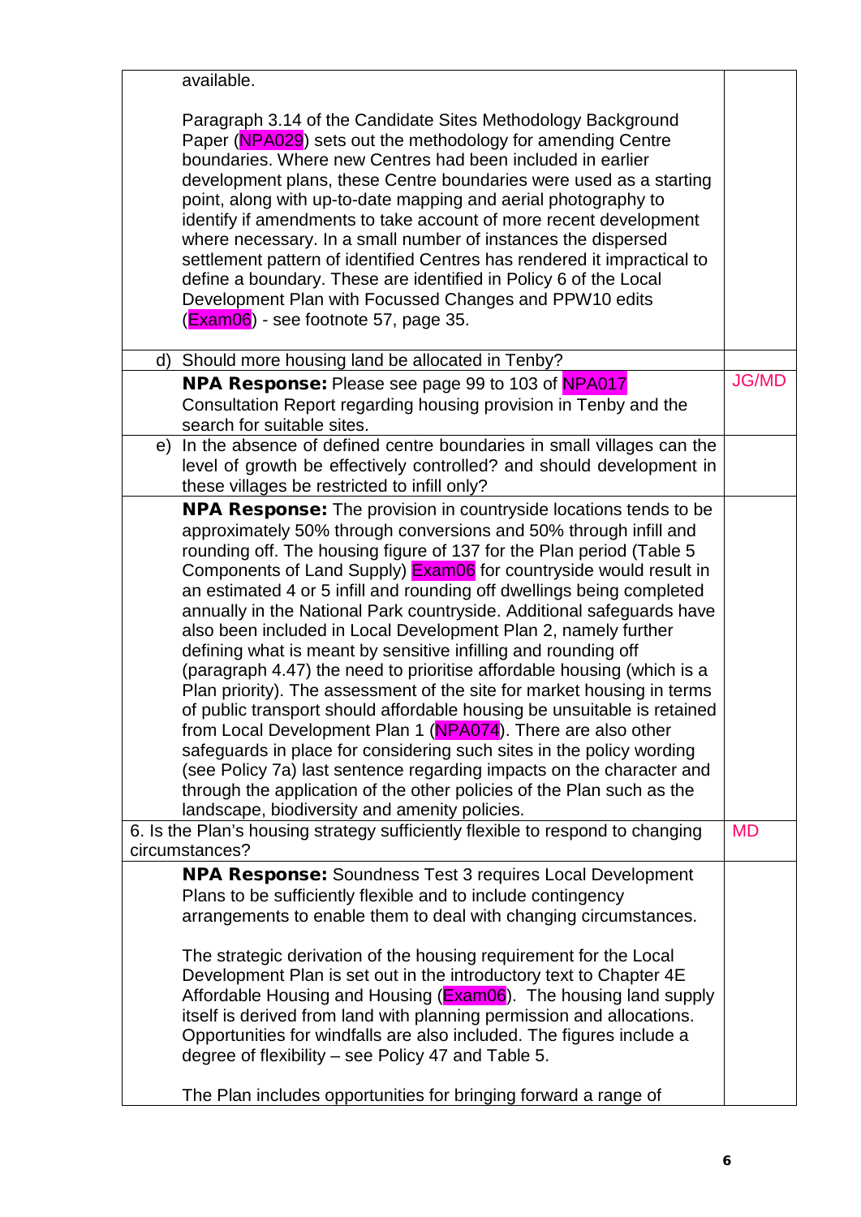| | |
|---|---|
| available.<br><br>Paragraph 3.14 of the Candidate Sites Methodology Background Paper (NPA029) sets out the methodology for amending Centre boundaries. Where new Centres had been included in earlier development plans, these Centre boundaries were used as a starting point, along with up-to-date mapping and aerial photography to identify if amendments to take account of more recent development where necessary. In a small number of instances the dispersed settlement pattern of identified Centres has rendered it impractical to define a boundary. These are identified in Policy 6 of the Local Development Plan with Focussed Changes and PPW10 edits (Exam06) - see footnote 57, page 35. | |
| d) Should more housing land be allocated in Tenby? | |
| **NPA Response:** Please see page 99 to 103 of NPA017 Consultation Report regarding housing provision in Tenby and the search for suitable sites. | JG/MD |
| e) In the absence of defined centre boundaries in small villages can the level of growth be effectively controlled? and should development in these villages be restricted to infill only? | |
| **NPA Response:** The provision in countryside locations tends to be approximately 50% through conversions and 50% through infill and rounding off. The housing figure of 137 for the Plan period (Table 5 Components of Land Supply) Exam06 for countryside would result in an estimated 4 or 5 infill and rounding off dwellings being completed annually in the National Park countryside. Additional safeguards have also been included in Local Development Plan 2, namely further defining what is meant by sensitive infilling and rounding off (paragraph 4.47) the need to prioritise affordable housing (which is a Plan priority). The assessment of the site for market housing in terms of public transport should affordable housing be unsuitable is retained from Local Development Plan 1 (NPA074). There are also other safeguards in place for considering such sites in the policy wording (see Policy 7a) last sentence regarding impacts on the character and through the application of the other policies of the Plan such as the landscape, biodiversity and amenity policies. | |
| 6. Is the Plan's housing strategy sufficiently flexible to respond to changing circumstances? | MD |
| **NPA Response:** Soundness Test 3 requires Local Development Plans to be sufficiently flexible and to include contingency arrangements to enable them to deal with changing circumstances.<br><br>The strategic derivation of the housing requirement for the Local Development Plan is set out in the introductory text to Chapter 4E Affordable Housing and Housing (Exam06). The housing land supply itself is derived from land with planning permission and allocations. Opportunities for windfalls are also included. The figures include a degree of flexibility – see Policy 47 and Table 5.<br><br>The Plan includes opportunities for bringing forward a range of | |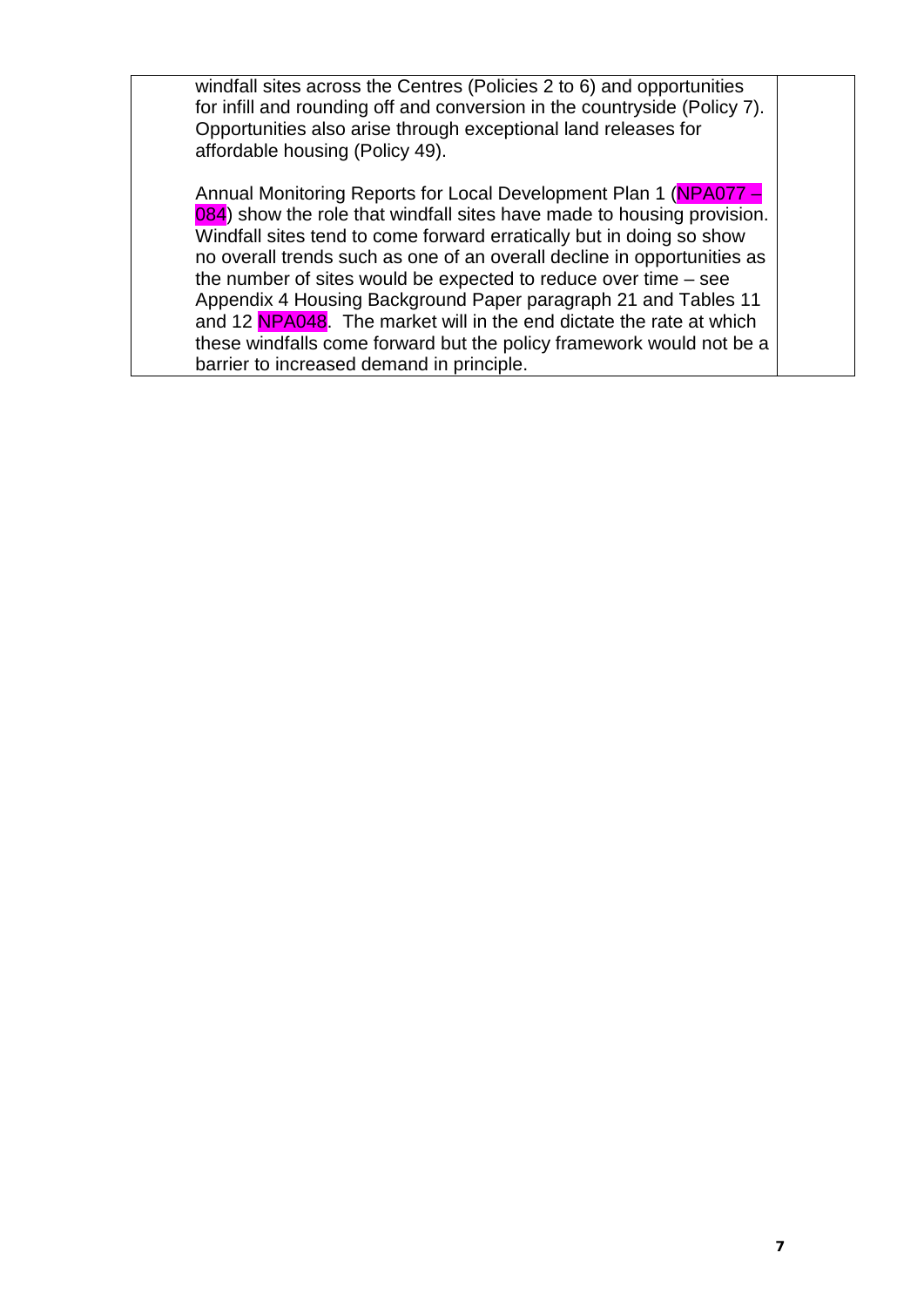| | |
|---|---|
| windfall sites across the Centres (Policies 2 to 6) and opportunities for infill and rounding off and conversion in the countryside (Policy 7). Opportunities also arise through exceptional land releases for affordable housing (Policy 49).<br><br>Annual Monitoring Reports for Local Development Plan 1 (NPA077 – 084) show the role that windfall sites have made to housing provision. Windfall sites tend to come forward erratically but in doing so show no overall trends such as one of an overall decline in opportunities as the number of sites would be expected to reduce over time – see Appendix 4 Housing Background Paper paragraph 21 and Tables 11 and 12 NPA048. The market will in the end dictate the rate at which these windfalls come forward but the policy framework would not be a barrier to increased demand in principle. | |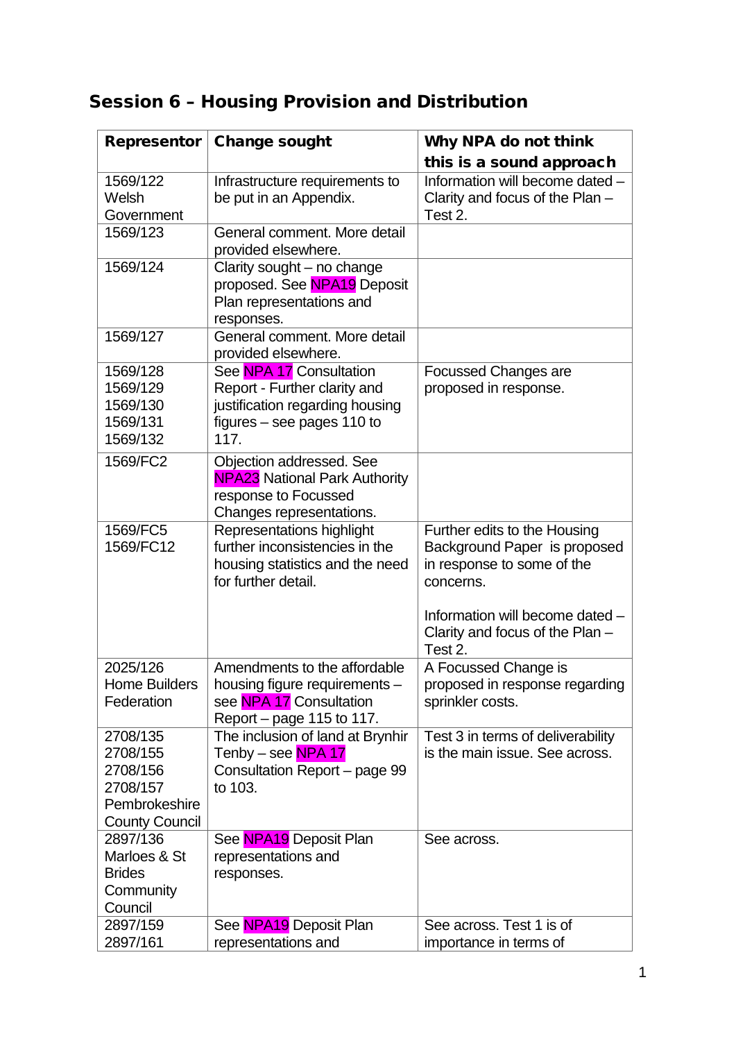## Session 6 – Housing Provision and Distribution

| Representor | Change sought | Why NPA do not think this is a sound approach |
|---|---|---|
| 1569/122 Welsh Government | Infrastructure requirements to be put in an Appendix. | Information will become dated – Clarity and focus of the Plan – Test 2. |
| 1569/123 | General comment. More detail provided elsewhere. | |
| 1569/124 | Clarity sought – no change proposed. See NPA19 Deposit Plan representations and responses. | |
| 1569/127 | General comment. More detail provided elsewhere. | |
| 1569/128 1569/129 1569/130 1569/131 1569/132 | See NPA 17 Consultation Report - Further clarity and justification regarding housing figures – see pages 110 to 117. | Focussed Changes are proposed in response. |
| 1569/FC2 | Objection addressed. See NPA23 National Park Authority response to Focussed Changes representations. | |
| 1569/FC5 1569/FC12 | Representations highlight further inconsistencies in the housing statistics and the need for further detail. | Further edits to the Housing Background Paper is proposed in response to some of the concerns.<br><br>Information will become dated – Clarity and focus of the Plan – Test 2. |
| 2025/126 Home Builders Federation | Amendments to the affordable housing figure requirements – see NPA 17 Consultation Report – page 115 to 117. | A Focussed Change is proposed in response regarding sprinkler costs. |
| 2708/135 2708/155 2708/156 2708/157 Pembrokeshire County Council | The inclusion of land at Brynhir Tenby – see NPA 17 Consultation Report – page 99 to 103. | Test 3 in terms of deliverability is the main issue. See across. |
| 2897/136 Marloes & St Brides Community Council | See NPA19 Deposit Plan representations and responses. | See across. |
| 2897/159 2897/161 | See NPA19 Deposit Plan representations and | See across. Test 1 is of importance in terms of |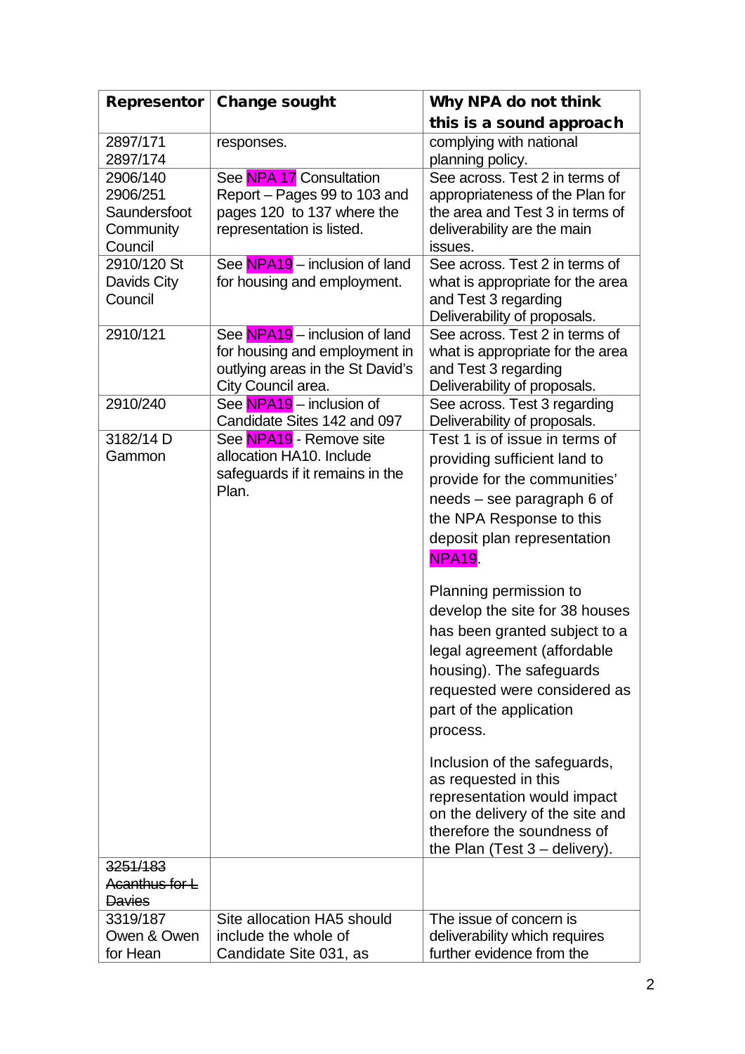| Representor | Change sought | Why NPA do not think this is a sound approach |
|---|---|---|
| 2897/171 2897/174 | responses. | complying with national planning policy. |
| 2906/140 2906/251 Saundersfoot Community Council | See NPA 17 Consultation Report – Pages 99 to 103 and pages 120 to 137 where the representation is listed. | See across. Test 2 in terms of appropriateness of the Plan for the area and Test 3 in terms of deliverability are the main issues. |
| 2910/120 St Davids City Council | See NPA19 – inclusion of land for housing and employment. | See across. Test 2 in terms of what is appropriate for the area and Test 3 regarding Deliverability of proposals. |
| 2910/121 | See NPA19 – inclusion of land for housing and employment in outlying areas in the St David's City Council area. | See across. Test 2 in terms of what is appropriate for the area and Test 3 regarding Deliverability of proposals. |
| 2910/240 | See NPA19 – inclusion of Candidate Sites 142 and 097 | See across. Test 3 regarding Deliverability of proposals. |
| 3182/14 D Gammon | See NPA19 - Remove site allocation HA10. Include safeguards if it remains in the Plan. | Test 1 is of issue in terms of providing sufficient land to provide for the communities' needs – see paragraph 6 of the NPA Response to this deposit plan representation NPA19.<br><br>Planning permission to develop the site for 38 houses has been granted subject to a legal agreement (affordable housing). The safeguards requested were considered as part of the application process.<br><br>Inclusion of the safeguards, as requested in this representation would impact on the delivery of the site and therefore the soundness of the Plan (Test 3 – delivery). |
| ~~3251/183 Acanthus for L Davies~~ | | |
| 3319/187 Owen & Owen for Hean | Site allocation HA5 should include the whole of Candidate Site 031, as | The issue of concern is deliverability which requires further evidence from the |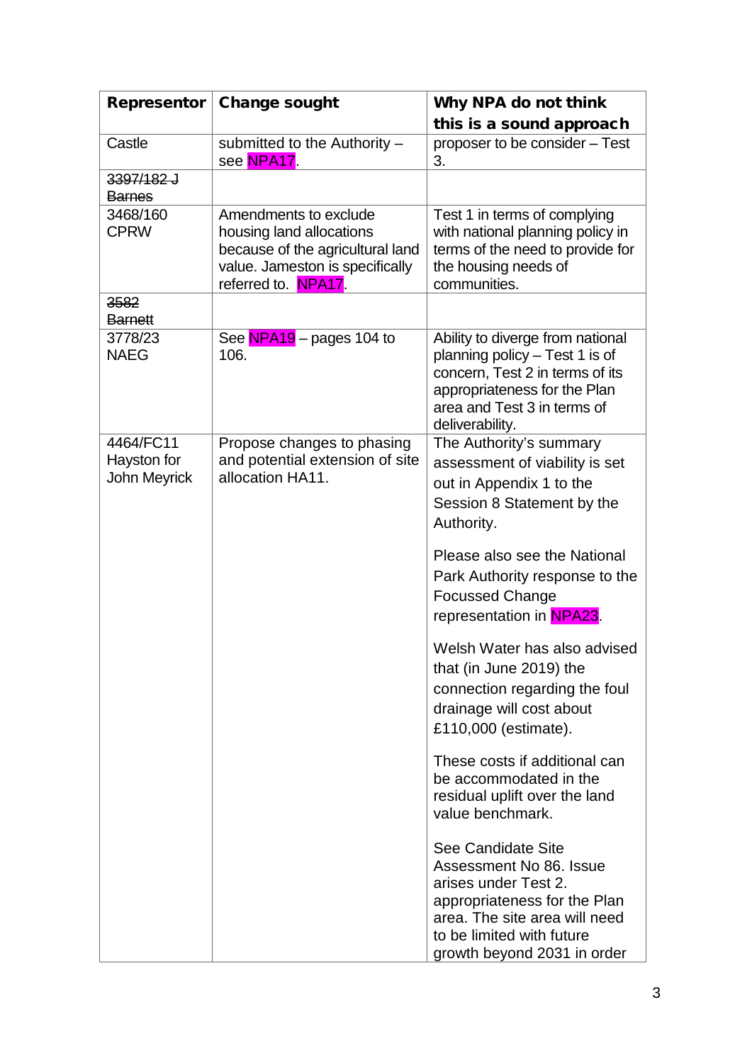| Representor | Change sought | Why NPA do not think this is a sound approach |
|---|---|---|
| Castle | submitted to the Authority – see NPA17. | proposer to be consider – Test 3. |
| ~~3397/182 J Barnes~~ | | |
| 3468/160 CPRW | Amendments to exclude housing land allocations because of the agricultural land value. Jameston is specifically referred to. NPA17. | Test 1 in terms of complying with national planning policy in terms of the need to provide for the housing needs of communities. |
| ~~3582 Barnett~~ | | |
| 3778/23 NAEG | See NPA19 – pages 104 to 106. | Ability to diverge from national planning policy – Test 1 is of concern, Test 2 in terms of its appropriateness for the Plan area and Test 3 in terms of deliverability. |
| 4464/FC11 Hayston for John Meyrick | Propose changes to phasing and potential extension of site allocation HA11. | The Authority's summary assessment of viability is set out in Appendix 1 to the Session 8 Statement by the Authority.<br><br>Please also see the National Park Authority response to the Focussed Change representation in NPA23.<br><br>Welsh Water has also advised that (in June 2019) the connection regarding the foul drainage will cost about £110,000 (estimate).<br><br>These costs if additional can be accommodated in the residual uplift over the land value benchmark.<br><br>See Candidate Site Assessment No 86. Issue arises under Test 2. appropriateness for the Plan area. The site area will need to be limited with future growth beyond 2031 in order |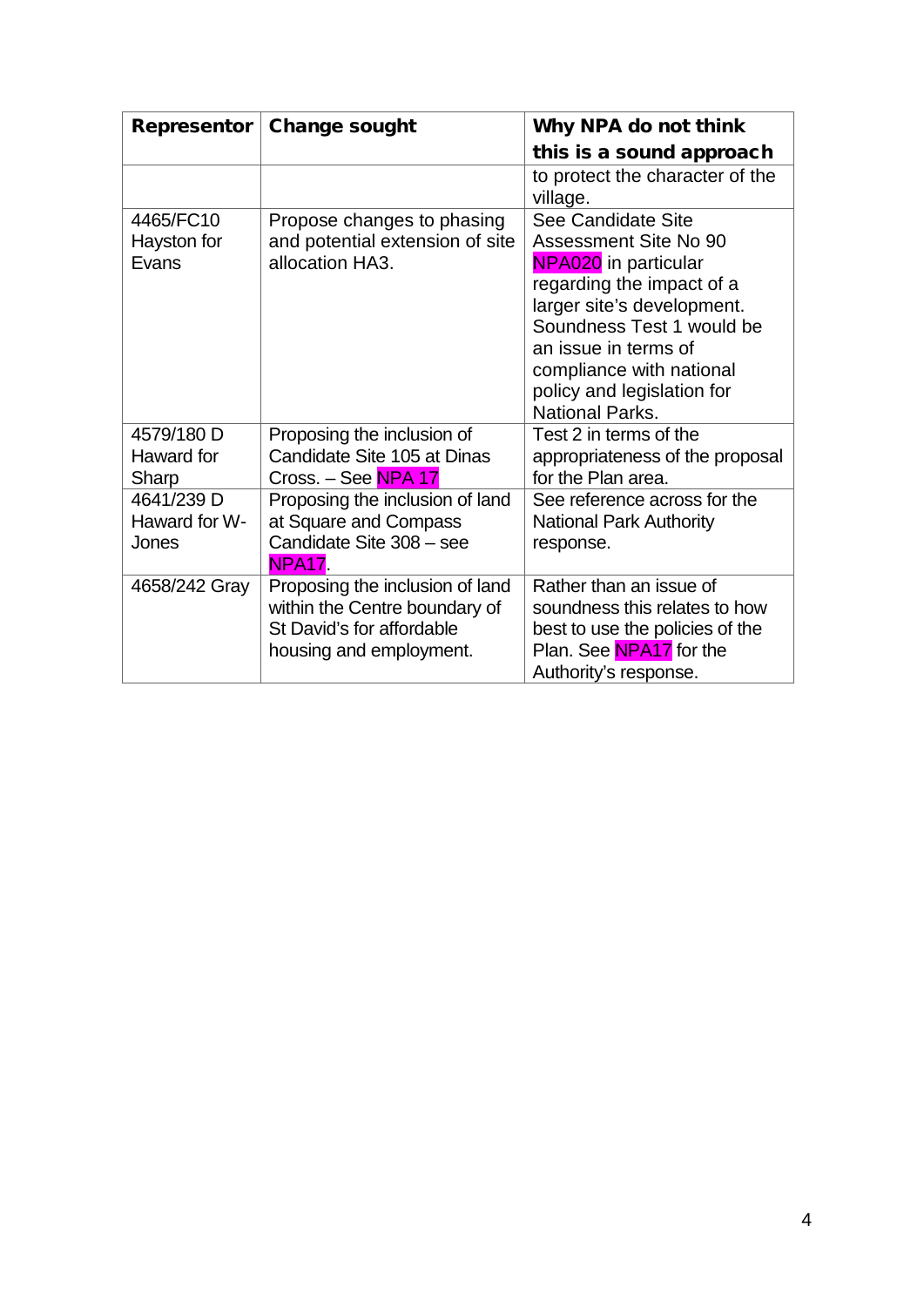| Representor | Change sought | Why NPA do not think this is a sound approach |
|---|---|---|
| | | to protect the character of the village. |
| 4465/FC10 Hayston for Evans | Propose changes to phasing and potential extension of site allocation HA3. | See Candidate Site Assessment Site No 90 NPA020 in particular regarding the impact of a larger site's development. Soundness Test 1 would be an issue in terms of compliance with national policy and legislation for National Parks. |
| 4579/180 D Haward for Sharp | Proposing the inclusion of Candidate Site 105 at Dinas Cross. – See NPA 17 | Test 2 in terms of the appropriateness of the proposal for the Plan area. |
| 4641/239 D Haward for W-Jones | Proposing the inclusion of land at Square and Compass Candidate Site 308 – see NPA17. | See reference across for the National Park Authority response. |
| 4658/242 Gray | Proposing the inclusion of land within the Centre boundary of St David's for affordable housing and employment. | Rather than an issue of soundness this relates to how best to use the policies of the Plan. See NPA17 for the Authority's response. |